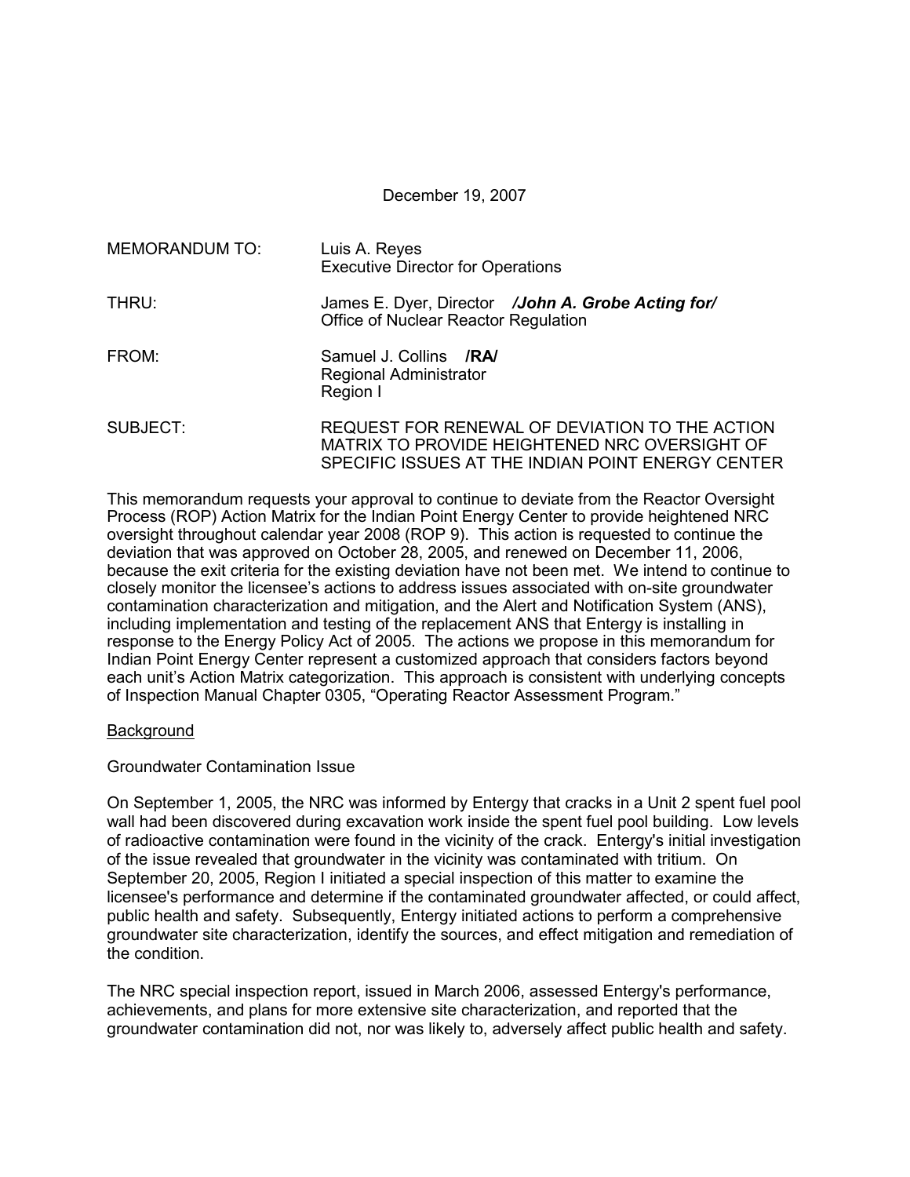December 19, 2007

MEMORANDUM TO: Luis A. Reyes
Executive Director for Operations

THRU: James E. Dyer, Director ***/John A. Grobe Acting for/***
Office of Nuclear Reactor Regulation

FROM: Samuel J. Collins **/RA/**
Regional Administrator
Region I

SUBJECT: REQUEST FOR RENEWAL OF DEVIATION TO THE ACTION MATRIX TO PROVIDE HEIGHTENED NRC OVERSIGHT OF SPECIFIC ISSUES AT THE INDIAN POINT ENERGY CENTER

This memorandum requests your approval to continue to deviate from the Reactor Oversight Process (ROP) Action Matrix for the Indian Point Energy Center to provide heightened NRC oversight throughout calendar year 2008 (ROP 9). This action is requested to continue the deviation that was approved on October 28, 2005, and renewed on December 11, 2006, because the exit criteria for the existing deviation have not been met. We intend to continue to closely monitor the licensee's actions to address issues associated with on-site groundwater contamination characterization and mitigation, and the Alert and Notification System (ANS), including implementation and testing of the replacement ANS that Entergy is installing in response to the Energy Policy Act of 2005. The actions we propose in this memorandum for Indian Point Energy Center represent a customized approach that considers factors beyond each unit's Action Matrix categorization. This approach is consistent with underlying concepts of Inspection Manual Chapter 0305, "Operating Reactor Assessment Program."

<u>Background</u>

Groundwater Contamination Issue

On September 1, 2005, the NRC was informed by Entergy that cracks in a Unit 2 spent fuel pool wall had been discovered during excavation work inside the spent fuel pool building. Low levels of radioactive contamination were found in the vicinity of the crack. Entergy's initial investigation of the issue revealed that groundwater in the vicinity was contaminated with tritium. On September 20, 2005, Region I initiated a special inspection of this matter to examine the licensee's performance and determine if the contaminated groundwater affected, or could affect, public health and safety. Subsequently, Entergy initiated actions to perform a comprehensive groundwater site characterization, identify the sources, and effect mitigation and remediation of the condition.

The NRC special inspection report, issued in March 2006, assessed Entergy's performance, achievements, and plans for more extensive site characterization, and reported that the groundwater contamination did not, nor was likely to, adversely affect public health and safety.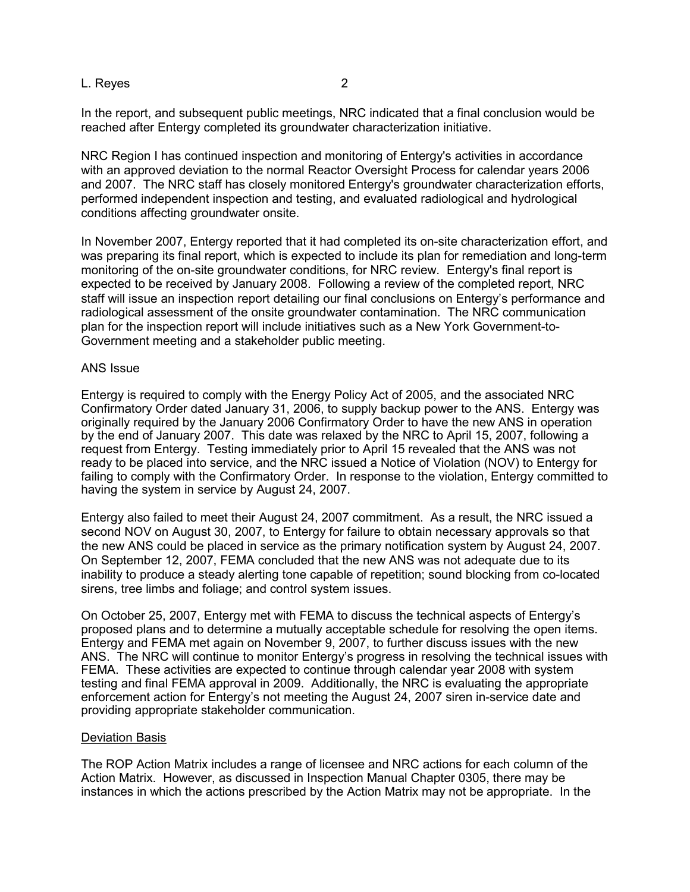In the report, and subsequent public meetings, NRC indicated that a final conclusion would be reached after Entergy completed its groundwater characterization initiative.

NRC Region I has continued inspection and monitoring of Entergy's activities in accordance with an approved deviation to the normal Reactor Oversight Process for calendar years 2006 and 2007. The NRC staff has closely monitored Entergy's groundwater characterization efforts, performed independent inspection and testing, and evaluated radiological and hydrological conditions affecting groundwater onsite.

In November 2007, Entergy reported that it had completed its on-site characterization effort, and was preparing its final report, which is expected to include its plan for remediation and long-term monitoring of the on-site groundwater conditions, for NRC review. Entergy's final report is expected to be received by January 2008. Following a review of the completed report, NRC staff will issue an inspection report detailing our final conclusions on Entergy's performance and radiological assessment of the onsite groundwater contamination. The NRC communication plan for the inspection report will include initiatives such as a New York Government-to-Government meeting and a stakeholder public meeting.

ANS Issue

Entergy is required to comply with the Energy Policy Act of 2005, and the associated NRC Confirmatory Order dated January 31, 2006, to supply backup power to the ANS. Entergy was originally required by the January 2006 Confirmatory Order to have the new ANS in operation by the end of January 2007. This date was relaxed by the NRC to April 15, 2007, following a request from Entergy. Testing immediately prior to April 15 revealed that the ANS was not ready to be placed into service, and the NRC issued a Notice of Violation (NOV) to Entergy for failing to comply with the Confirmatory Order. In response to the violation, Entergy committed to having the system in service by August 24, 2007.

Entergy also failed to meet their August 24, 2007 commitment. As a result, the NRC issued a second NOV on August 30, 2007, to Entergy for failure to obtain necessary approvals so that the new ANS could be placed in service as the primary notification system by August 24, 2007. On September 12, 2007, FEMA concluded that the new ANS was not adequate due to its inability to produce a steady alerting tone capable of repetition; sound blocking from co-located sirens, tree limbs and foliage; and control system issues.

On October 25, 2007, Entergy met with FEMA to discuss the technical aspects of Entergy's proposed plans and to determine a mutually acceptable schedule for resolving the open items. Entergy and FEMA met again on November 9, 2007, to further discuss issues with the new ANS. The NRC will continue to monitor Entergy's progress in resolving the technical issues with FEMA. These activities are expected to continue through calendar year 2008 with system testing and final FEMA approval in 2009. Additionally, the NRC is evaluating the appropriate enforcement action for Entergy's not meeting the August 24, 2007 siren in-service date and providing appropriate stakeholder communication.

Deviation Basis

The ROP Action Matrix includes a range of licensee and NRC actions for each column of the Action Matrix. However, as discussed in Inspection Manual Chapter 0305, there may be instances in which the actions prescribed by the Action Matrix may not be appropriate. In the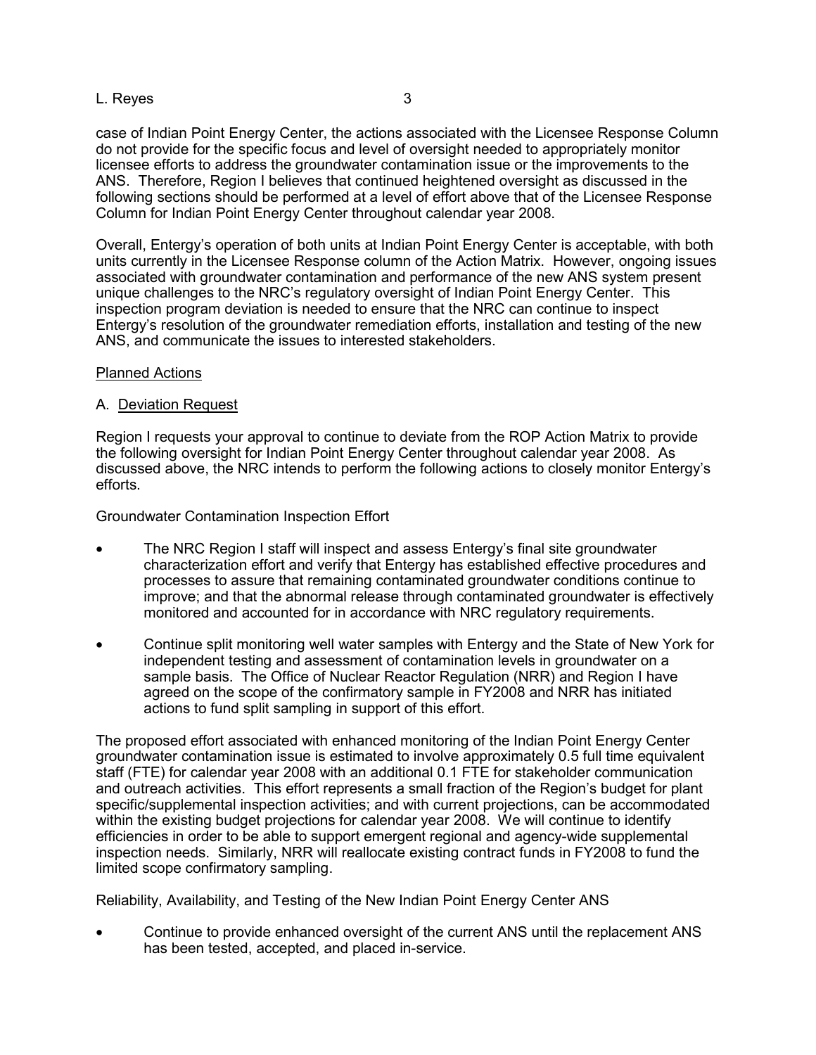case of Indian Point Energy Center, the actions associated with the Licensee Response Column do not provide for the specific focus and level of oversight needed to appropriately monitor licensee efforts to address the groundwater contamination issue or the improvements to the ANS. Therefore, Region I believes that continued heightened oversight as discussed in the following sections should be performed at a level of effort above that of the Licensee Response Column for Indian Point Energy Center throughout calendar year 2008.

Overall, Entergy's operation of both units at Indian Point Energy Center is acceptable, with both units currently in the Licensee Response column of the Action Matrix. However, ongoing issues associated with groundwater contamination and performance of the new ANS system present unique challenges to the NRC's regulatory oversight of Indian Point Energy Center. This inspection program deviation is needed to ensure that the NRC can continue to inspect Entergy's resolution of the groundwater remediation efforts, installation and testing of the new ANS, and communicate the issues to interested stakeholders.

Planned Actions

A. Deviation Request

Region I requests your approval to continue to deviate from the ROP Action Matrix to provide the following oversight for Indian Point Energy Center throughout calendar year 2008. As discussed above, the NRC intends to perform the following actions to closely monitor Entergy's efforts.

Groundwater Contamination Inspection Effort

- The NRC Region I staff will inspect and assess Entergy's final site groundwater characterization effort and verify that Entergy has established effective procedures and processes to assure that remaining contaminated groundwater conditions continue to improve; and that the abnormal release through contaminated groundwater is effectively monitored and accounted for in accordance with NRC regulatory requirements.
- Continue split monitoring well water samples with Entergy and the State of New York for independent testing and assessment of contamination levels in groundwater on a sample basis. The Office of Nuclear Reactor Regulation (NRR) and Region I have agreed on the scope of the confirmatory sample in FY2008 and NRR has initiated actions to fund split sampling in support of this effort.

The proposed effort associated with enhanced monitoring of the Indian Point Energy Center groundwater contamination issue is estimated to involve approximately 0.5 full time equivalent staff (FTE) for calendar year 2008 with an additional 0.1 FTE for stakeholder communication and outreach activities. This effort represents a small fraction of the Region's budget for plant specific/supplemental inspection activities; and with current projections, can be accommodated within the existing budget projections for calendar year 2008. We will continue to identify efficiencies in order to be able to support emergent regional and agency-wide supplemental inspection needs. Similarly, NRR will reallocate existing contract funds in FY2008 to fund the limited scope confirmatory sampling.

Reliability, Availability, and Testing of the New Indian Point Energy Center ANS

- Continue to provide enhanced oversight of the current ANS until the replacement ANS has been tested, accepted, and placed in-service.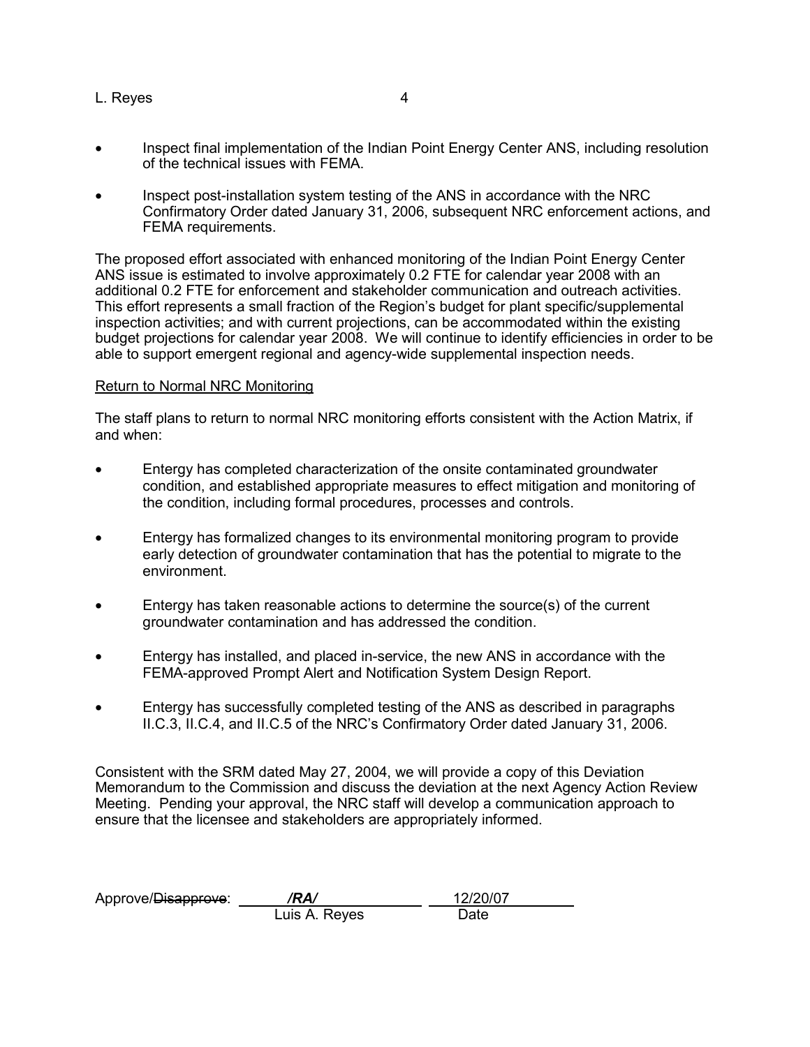- Inspect final implementation of the Indian Point Energy Center ANS, including resolution of the technical issues with FEMA.
- Inspect post-installation system testing of the ANS in accordance with the NRC Confirmatory Order dated January 31, 2006, subsequent NRC enforcement actions, and FEMA requirements.

The proposed effort associated with enhanced monitoring of the Indian Point Energy Center ANS issue is estimated to involve approximately 0.2 FTE for calendar year 2008 with an additional 0.2 FTE for enforcement and stakeholder communication and outreach activities. This effort represents a small fraction of the Region's budget for plant specific/supplemental inspection activities; and with current projections, can be accommodated within the existing budget projections for calendar year 2008. We will continue to identify efficiencies in order to be able to support emergent regional and agency-wide supplemental inspection needs.

Return to Normal NRC Monitoring

The staff plans to return to normal NRC monitoring efforts consistent with the Action Matrix, if and when:

- Entergy has completed characterization of the onsite contaminated groundwater condition, and established appropriate measures to effect mitigation and monitoring of the condition, including formal procedures, processes and controls.
- Entergy has formalized changes to its environmental monitoring program to provide early detection of groundwater contamination that has the potential to migrate to the environment.
- Entergy has taken reasonable actions to determine the source(s) of the current groundwater contamination and has addressed the condition.
- Entergy has installed, and placed in-service, the new ANS in accordance with the FEMA-approved Prompt Alert and Notification System Design Report.
- Entergy has successfully completed testing of the ANS as described in paragraphs II.C.3, II.C.4, and II.C.5 of the NRC's Confirmatory Order dated January 31, 2006.

Consistent with the SRM dated May 27, 2004, we will provide a copy of this Deviation Memorandum to the Commission and discuss the deviation at the next Agency Action Review Meeting. Pending your approval, the NRC staff will develop a communication approach to ensure that the licensee and stakeholders are appropriately informed.

Approve/~~Disapprove~~: ***/RA/*** 12/20/07
Luis A. Reyes Date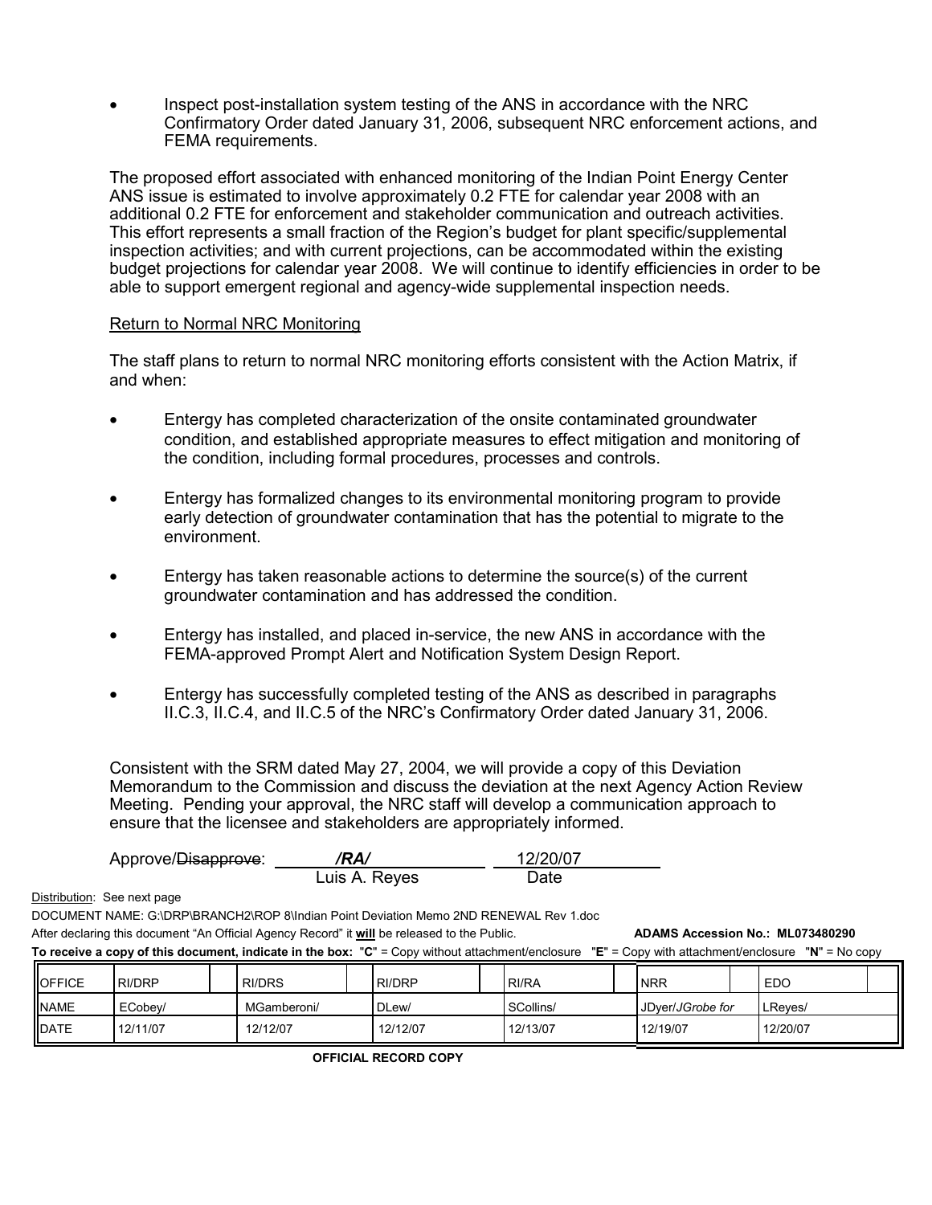- Inspect post-installation system testing of the ANS in accordance with the NRC Confirmatory Order dated January 31, 2006, subsequent NRC enforcement actions, and FEMA requirements.

The proposed effort associated with enhanced monitoring of the Indian Point Energy Center ANS issue is estimated to involve approximately 0.2 FTE for calendar year 2008 with an additional 0.2 FTE for enforcement and stakeholder communication and outreach activities. This effort represents a small fraction of the Region's budget for plant specific/supplemental inspection activities; and with current projections, can be accommodated within the existing budget projections for calendar year 2008. We will continue to identify efficiencies in order to be able to support emergent regional and agency-wide supplemental inspection needs.

Return to Normal NRC Monitoring

The staff plans to return to normal NRC monitoring efforts consistent with the Action Matrix, if and when:

- Entergy has completed characterization of the onsite contaminated groundwater condition, and established appropriate measures to effect mitigation and monitoring of the condition, including formal procedures, processes and controls.

- Entergy has formalized changes to its environmental monitoring program to provide early detection of groundwater contamination that has the potential to migrate to the environment.

- Entergy has taken reasonable actions to determine the source(s) of the current groundwater contamination and has addressed the condition.

- Entergy has installed, and placed in-service, the new ANS in accordance with the FEMA-approved Prompt Alert and Notification System Design Report.

- Entergy has successfully completed testing of the ANS as described in paragraphs II.C.3, II.C.4, and II.C.5 of the NRC's Confirmatory Order dated January 31, 2006.

Consistent with the SRM dated May 27, 2004, we will provide a copy of this Deviation Memorandum to the Commission and discuss the deviation at the next Agency Action Review Meeting. Pending your approval, the NRC staff will develop a communication approach to ensure that the licensee and stakeholders are appropriately informed.

Approve/~~Disapprove~~: ***/RA/*** 12/20/07
Luis A. Reyes Date

Distribution: See next page

DOCUMENT NAME: G:\DRP\BRANCH2\ROP 8\Indian Point Deviation Memo 2ND RENEWAL Rev 1.doc

After declaring this document "An Official Agency Record" it **will** be released to the Public. **ADAMS Accession No.: ML073480290**

**To receive a copy of this document, indicate in the box: "C" = Copy without attachment/enclosure "E" = Copy with attachment/enclosure "N" = No copy**

| OFFICE | RI/DRP | RI/DRS | RI/DRP | RI/RA | NRR | EDO |
|---|---|---|---|---|---|---|
| NAME | ECobey/ | MGamberoni/ | DLew/ | SCollins/ | JDyer/*JGrobe for* | LReyes/ |
| DATE | 12/11/07 | 12/12/07 | 12/12/07 | 12/13/07 | 12/19/07 | 12/20/07 |

**OFFICIAL RECORD COPY**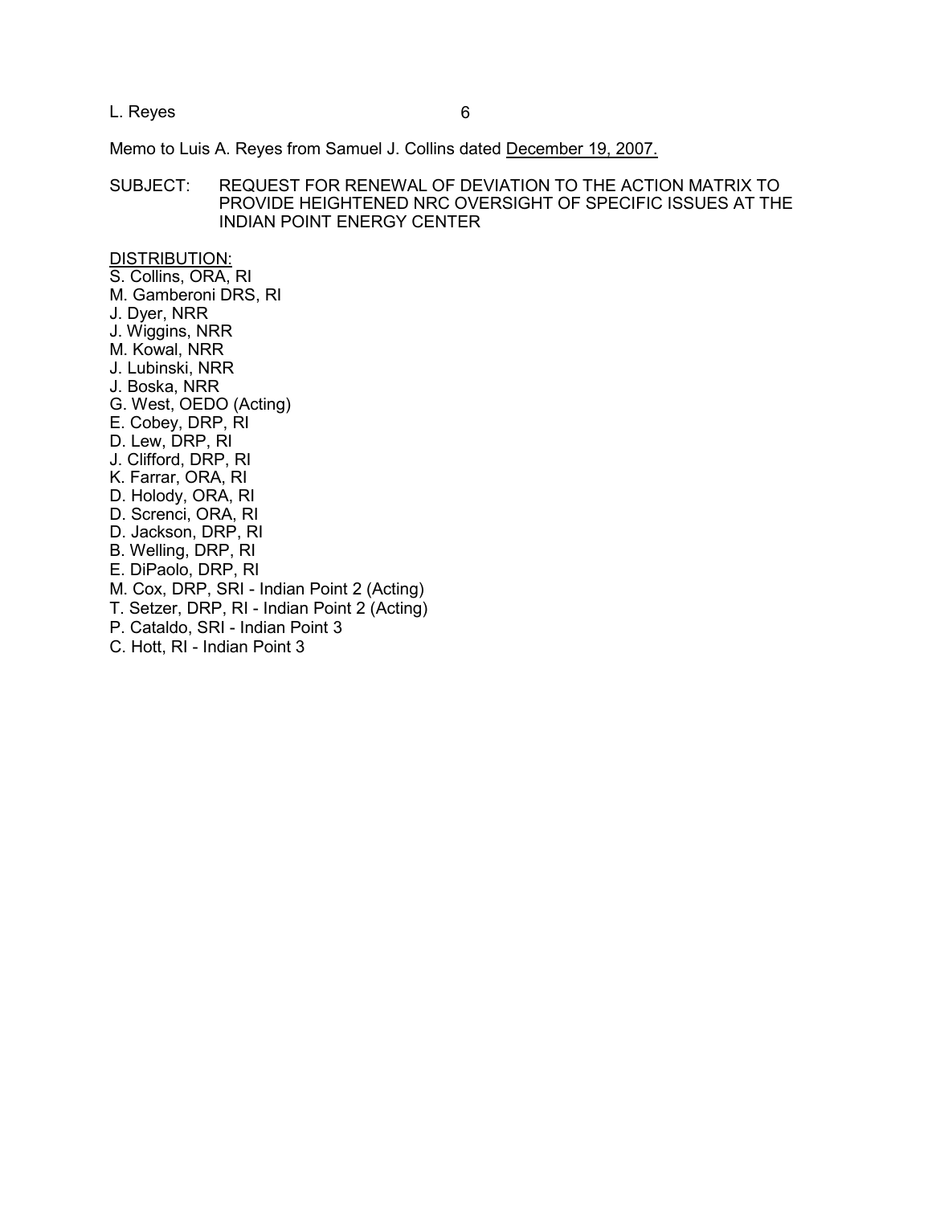Memo to Luis A. Reyes from Samuel J. Collins dated December 19, 2007.

SUBJECT: REQUEST FOR RENEWAL OF DEVIATION TO THE ACTION MATRIX TO PROVIDE HEIGHTENED NRC OVERSIGHT OF SPECIFIC ISSUES AT THE INDIAN POINT ENERGY CENTER

DISTRIBUTION:
S. Collins, ORA, RI
M. Gamberoni DRS, RI
J. Dyer, NRR
J. Wiggins, NRR
M. Kowal, NRR
J. Lubinski, NRR
J. Boska, NRR
G. West, OEDO (Acting)
E. Cobey, DRP, RI
D. Lew, DRP, RI
J. Clifford, DRP, RI
K. Farrar, ORA, RI
D. Holody, ORA, RI
D. Screnci, ORA, RI
D. Jackson, DRP, RI
B. Welling, DRP, RI
E. DiPaolo, DRP, RI
M. Cox, DRP, SRI - Indian Point 2 (Acting)
T. Setzer, DRP, RI - Indian Point 2 (Acting)
P. Cataldo, SRI - Indian Point 3
C. Hott, RI - Indian Point 3